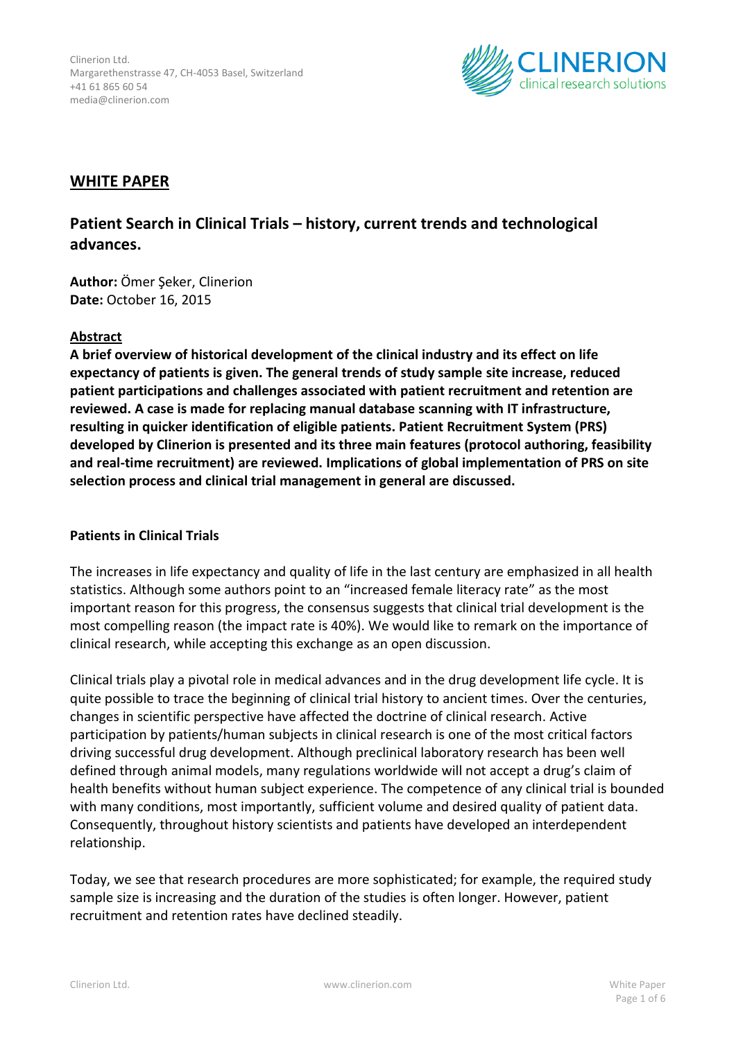Clinerion Ltd.
Margarethenstrasse 47, CH-4053 Basel, Switzerland
+41 61 865 60 54
media@clinerion.com

# WHITE PAPER

## Patient Search in Clinical Trials – history, current trends and technological advances.

**Author:** Ömer Şeker, Clinerion
**Date:** October 16, 2015

### Abstract

**A brief overview of historical development of the clinical industry and its effect on life expectancy of patients is given. The general trends of study sample site increase, reduced patient participations and challenges associated with patient recruitment and retention are reviewed. A case is made for replacing manual database scanning with IT infrastructure, resulting in quicker identification of eligible patients. Patient Recruitment System (PRS) developed by Clinerion is presented and its three main features (protocol authoring, feasibility and real-time recruitment) are reviewed. Implications of global implementation of PRS on site selection process and clinical trial management in general are discussed.**

### Patients in Clinical Trials

The increases in life expectancy and quality of life in the last century are emphasized in all health statistics. Although some authors point to an "increased female literacy rate" as the most important reason for this progress, the consensus suggests that clinical trial development is the most compelling reason (the impact rate is 40%). We would like to remark on the importance of clinical research, while accepting this exchange as an open discussion.

Clinical trials play a pivotal role in medical advances and in the drug development life cycle. It is quite possible to trace the beginning of clinical trial history to ancient times. Over the centuries, changes in scientific perspective have affected the doctrine of clinical research. Active participation by patients/human subjects in clinical research is one of the most critical factors driving successful drug development. Although preclinical laboratory research has been well defined through animal models, many regulations worldwide will not accept a drug's claim of health benefits without human subject experience. The competence of any clinical trial is bounded with many conditions, most importantly, sufficient volume and desired quality of patient data. Consequently, throughout history scientists and patients have developed an interdependent relationship.

Today, we see that research procedures are more sophisticated; for example, the required study sample size is increasing and the duration of the studies is often longer. However, patient recruitment and retention rates have declined steadily.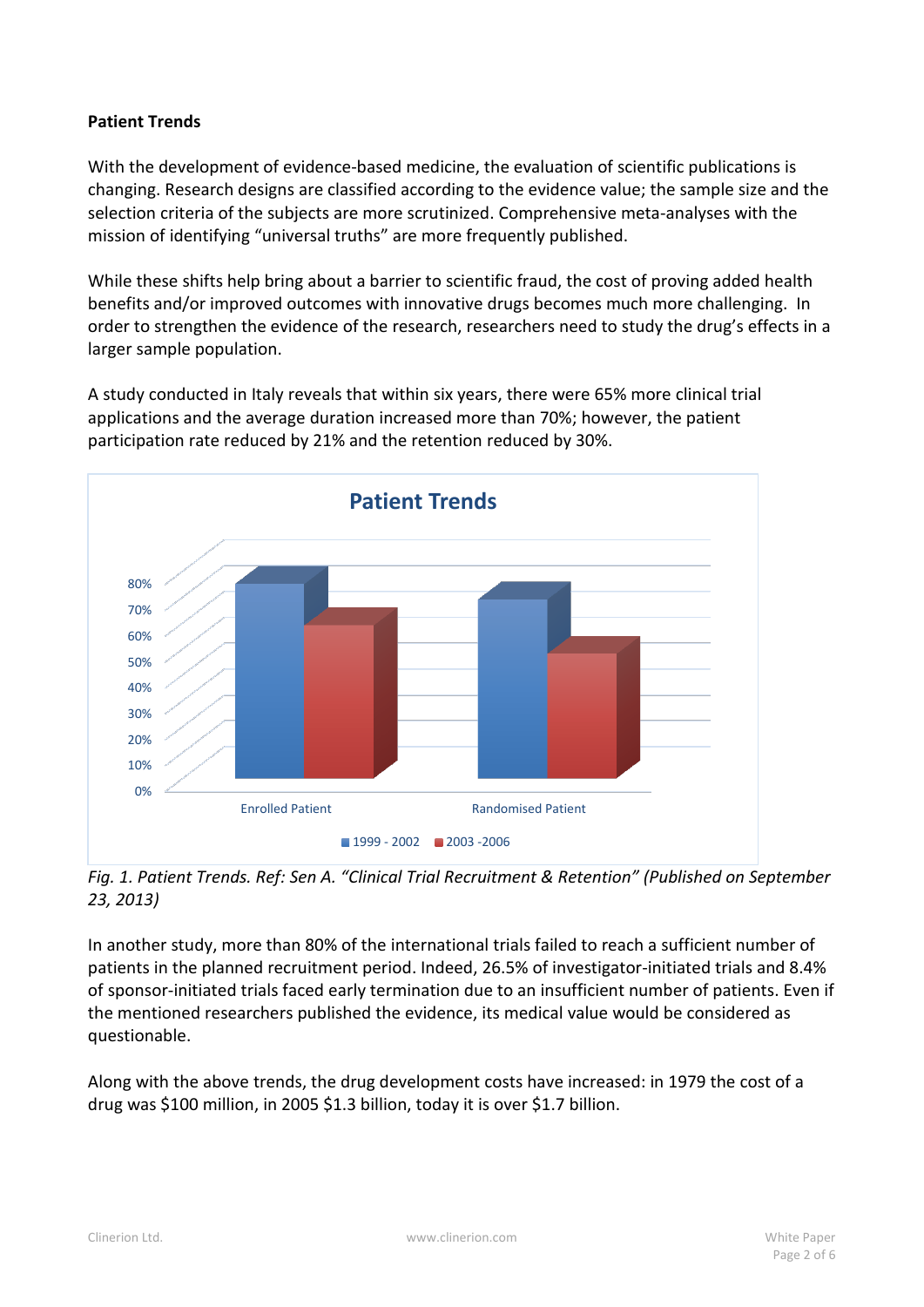**Patient Trends**

With the development of evidence-based medicine, the evaluation of scientific publications is changing. Research designs are classified according to the evidence value; the sample size and the selection criteria of the subjects are more scrutinized. Comprehensive meta-analyses with the mission of identifying “universal truths” are more frequently published.

While these shifts help bring about a barrier to scientific fraud, the cost of proving added health benefits and/or improved outcomes with innovative drugs becomes much more challenging. In order to strengthen the evidence of the research, researchers need to study the drug’s effects in a larger sample population.

A study conducted in Italy reveals that within six years, there were 65% more clinical trial applications and the average duration increased more than 70%; however, the patient participation rate reduced by 21% and the retention reduced by 30%.

Patient Trends

80%
70%
60%
50%
40%
30%
20%
10%
0%

Enrolled Patient
Randomised Patient

1999 - 2002
2003 -2006

*Fig. 1. Patient Trends. Ref: Sen A. “Clinical Trial Recruitment & Retention” (Published on September 23, 2013)*

In another study, more than 80% of the international trials failed to reach a sufficient number of patients in the planned recruitment period. Indeed, 26.5% of investigator-initiated trials and 8.4% of sponsor-initiated trials faced early termination due to an insufficient number of patients. Even if the mentioned researchers published the evidence, its medical value would be considered as questionable.

Along with the above trends, the drug development costs have increased: in 1979 the cost of a drug was $100 million, in 2005 $1.3 billion, today it is over $1.7 billion.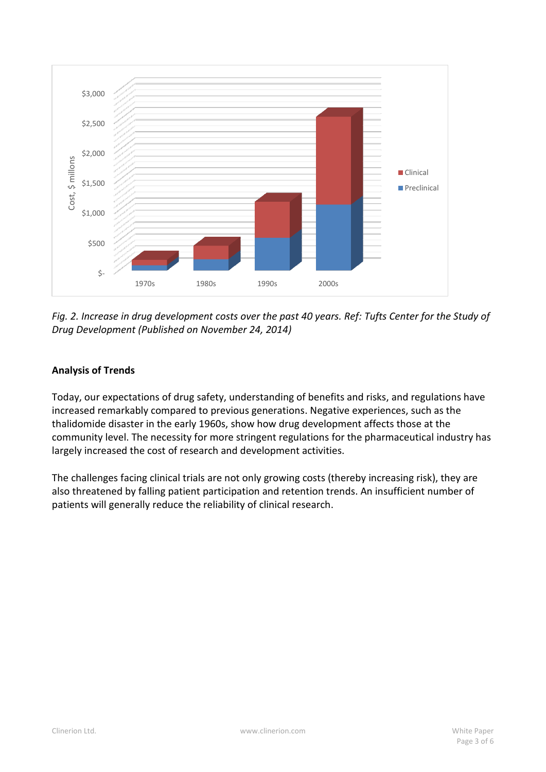*Fig. 2. Increase in drug development costs over the past 40 years. Ref: Tufts Center for the Study of Drug Development (Published on November 24, 2014)*

**Analysis of Trends**

Today, our expectations of drug safety, understanding of benefits and risks, and regulations have increased remarkably compared to previous generations. Negative experiences, such as the thalidomide disaster in the early 1960s, show how drug development affects those at the community level. The necessity for more stringent regulations for the pharmaceutical industry has largely increased the cost of research and development activities.

The challenges facing clinical trials are not only growing costs (thereby increasing risk), they are also threatened by falling patient participation and retention trends. An insufficient number of patients will generally reduce the reliability of clinical research.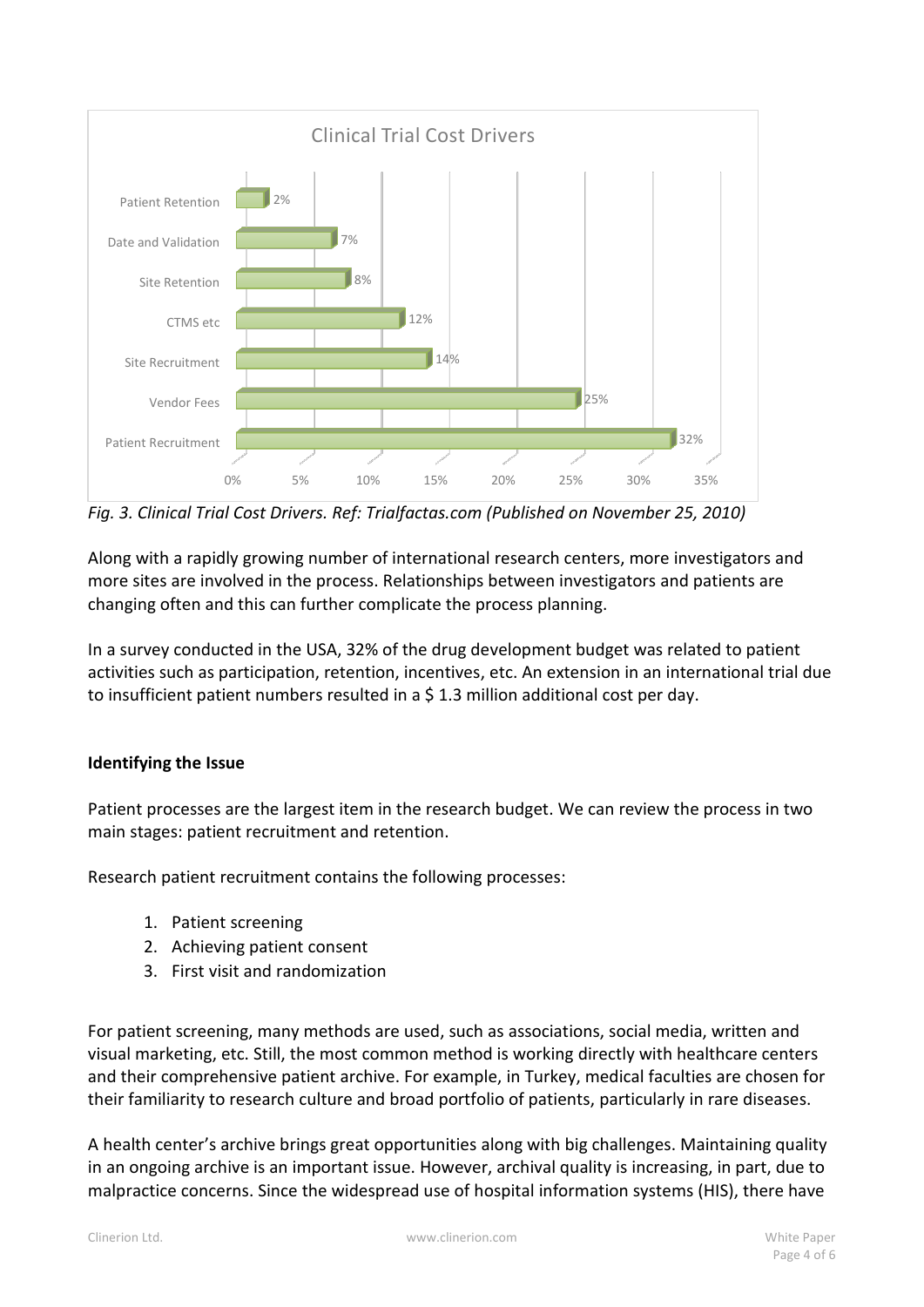Clinical Trial Cost Drivers

Patient Retention 2%
Date and Validation 7%
Site Retention 8%
CTMS etc 12%
Site Recruitment 14%
Vendor Fees 25%
Patient Recruitment 32%

0% 5% 10% 15% 20% 25% 30% 35%

*Fig. 3. Clinical Trial Cost Drivers. Ref: Trialfactas.com (Published on November 25, 2010)*

Along with a rapidly growing number of international research centers, more investigators and more sites are involved in the process. Relationships between investigators and patients are changing often and this can further complicate the process planning.

In a survey conducted in the USA, 32% of the drug development budget was related to patient activities such as participation, retention, incentives, etc. An extension in an international trial due to insufficient patient numbers resulted in a $ 1.3 million additional cost per day.

**Identifying the Issue**

Patient processes are the largest item in the research budget. We can review the process in two main stages: patient recruitment and retention.

Research patient recruitment contains the following processes:

1. Patient screening
2. Achieving patient consent
3. First visit and randomization

For patient screening, many methods are used, such as associations, social media, written and visual marketing, etc. Still, the most common method is working directly with healthcare centers and their comprehensive patient archive. For example, in Turkey, medical faculties are chosen for their familiarity to research culture and broad portfolio of patients, particularly in rare diseases.

A health center's archive brings great opportunities along with big challenges. Maintaining quality in an ongoing archive is an important issue. However, archival quality is increasing, in part, due to malpractice concerns. Since the widespread use of hospital information systems (HIS), there have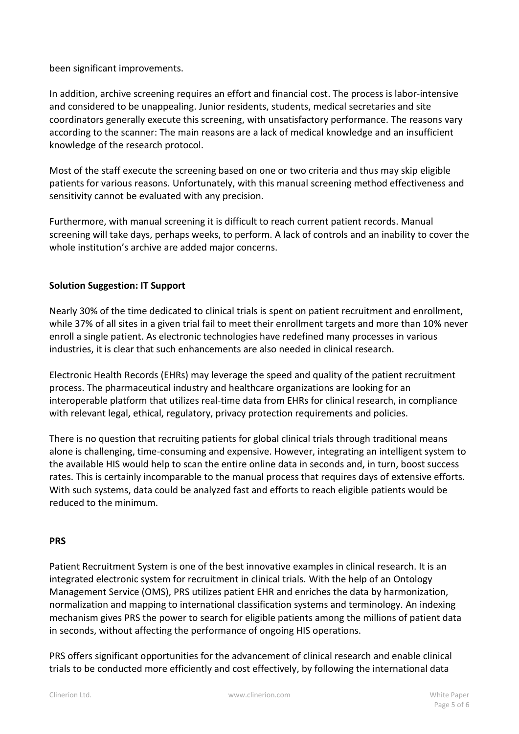been significant improvements.

In addition, archive screening requires an effort and financial cost. The process is labor-intensive and considered to be unappealing. Junior residents, students, medical secretaries and site coordinators generally execute this screening, with unsatisfactory performance. The reasons vary according to the scanner: The main reasons are a lack of medical knowledge and an insufficient knowledge of the research protocol.

Most of the staff execute the screening based on one or two criteria and thus may skip eligible patients for various reasons. Unfortunately, with this manual screening method effectiveness and sensitivity cannot be evaluated with any precision.

Furthermore, with manual screening it is difficult to reach current patient records. Manual screening will take days, perhaps weeks, to perform. A lack of controls and an inability to cover the whole institution's archive are added major concerns.

**Solution Suggestion: IT Support**

Nearly 30% of the time dedicated to clinical trials is spent on patient recruitment and enrollment, while 37% of all sites in a given trial fail to meet their enrollment targets and more than 10% never enroll a single patient. As electronic technologies have redefined many processes in various industries, it is clear that such enhancements are also needed in clinical research.

Electronic Health Records (EHRs) may leverage the speed and quality of the patient recruitment process. The pharmaceutical industry and healthcare organizations are looking for an interoperable platform that utilizes real-time data from EHRs for clinical research, in compliance with relevant legal, ethical, regulatory, privacy protection requirements and policies.

There is no question that recruiting patients for global clinical trials through traditional means alone is challenging, time-consuming and expensive. However, integrating an intelligent system to the available HIS would help to scan the entire online data in seconds and, in turn, boost success rates. This is certainly incomparable to the manual process that requires days of extensive efforts. With such systems, data could be analyzed fast and efforts to reach eligible patients would be reduced to the minimum.

**PRS**

Patient Recruitment System is one of the best innovative examples in clinical research. It is an integrated electronic system for recruitment in clinical trials. With the help of an Ontology Management Service (OMS), PRS utilizes patient EHR and enriches the data by harmonization, normalization and mapping to international classification systems and terminology. An indexing mechanism gives PRS the power to search for eligible patients among the millions of patient data in seconds, without affecting the performance of ongoing HIS operations.

PRS offers significant opportunities for the advancement of clinical research and enable clinical trials to be conducted more efficiently and cost effectively, by following the international data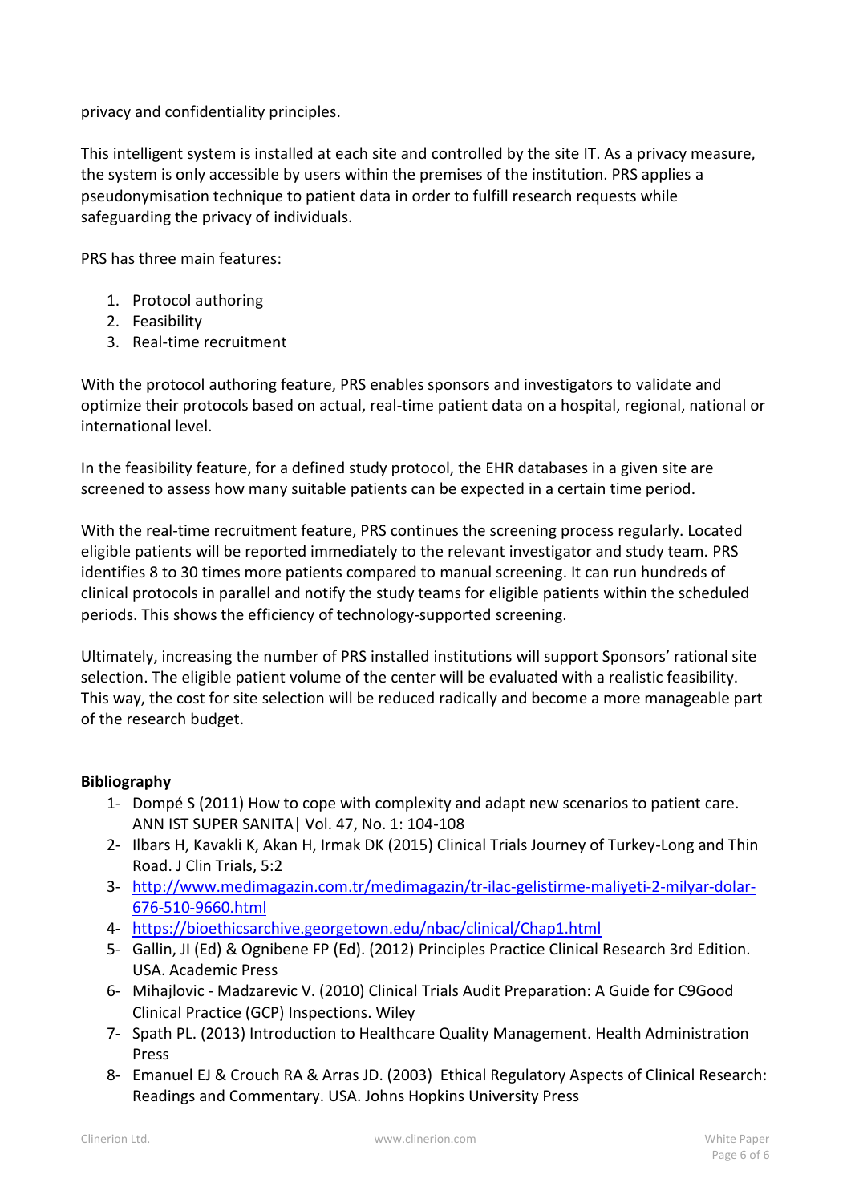privacy and confidentiality principles.

This intelligent system is installed at each site and controlled by the site IT. As a privacy measure, the system is only accessible by users within the premises of the institution. PRS applies a pseudonymisation technique to patient data in order to fulfill research requests while safeguarding the privacy of individuals.

PRS has three main features:

1. Protocol authoring
2. Feasibility
3. Real-time recruitment

With the protocol authoring feature, PRS enables sponsors and investigators to validate and optimize their protocols based on actual, real-time patient data on a hospital, regional, national or international level.

In the feasibility feature, for a defined study protocol, the EHR databases in a given site are screened to assess how many suitable patients can be expected in a certain time period.

With the real-time recruitment feature, PRS continues the screening process regularly. Located eligible patients will be reported immediately to the relevant investigator and study team. PRS identifies 8 to 30 times more patients compared to manual screening. It can run hundreds of clinical protocols in parallel and notify the study teams for eligible patients within the scheduled periods. This shows the efficiency of technology-supported screening.

Ultimately, increasing the number of PRS installed institutions will support Sponsors' rational site selection. The eligible patient volume of the center will be evaluated with a realistic feasibility. This way, the cost for site selection will be reduced radically and become a more manageable part of the research budget.

**Bibliography**

1- Dompé S (2011) How to cope with complexity and adapt new scenarios to patient care. ANN IST SUPER SANITA| Vol. 47, No. 1: 104-108
2- Ilbars H, Kavakli K, Akan H, Irmak DK (2015) Clinical Trials Journey of Turkey-Long and Thin Road. J Clin Trials, 5:2
3- http://www.medimagazin.com.tr/medimagazin/tr-ilac-gelistirme-maliyeti-2-milyar-dolar-676-510-9660.html
4- https://bioethicsarchive.georgetown.edu/nbac/clinical/Chap1.html
5- Gallin, JI (Ed) & Ognibene FP (Ed). (2012) Principles Practice Clinical Research 3rd Edition. USA. Academic Press
6- Mihajlovic - Madzarevic V. (2010) Clinical Trials Audit Preparation: A Guide for C9Good Clinical Practice (GCP) Inspections. Wiley
7- Spath PL. (2013) Introduction to Healthcare Quality Management. Health Administration Press
8- Emanuel EJ & Crouch RA & Arras JD. (2003) Ethical Regulatory Aspects of Clinical Research: Readings and Commentary. USA. Johns Hopkins University Press